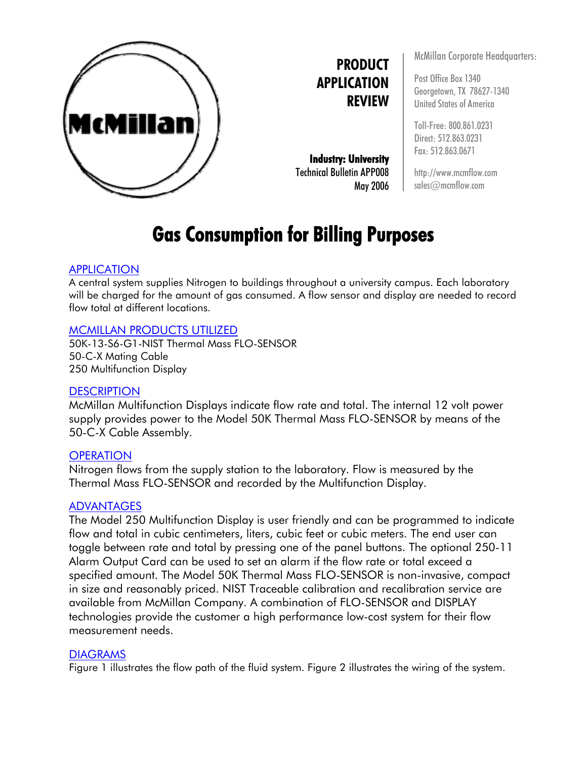**PRODUCT APPLICATION REVIEW**

**Industry: University**
Technical Bulletin APP008
May 2006

McMillan Corporate Headquarters:

Post Office Box 1340
Georgetown, TX 78627-1340
United States of America

Toll-Free: 800.861.0231
Direct: 512.863.0231
Fax: 512.863.0671

http://www.mcmflow.com
sales@mcmflow.com

# Gas Consumption for Billing Purposes

## APPLICATION

A central system supplies Nitrogen to buildings throughout a university campus. Each laboratory will be charged for the amount of gas consumed. A flow sensor and display are needed to record flow total at different locations.

## MCMILLAN PRODUCTS UTILIZED

50K-13-S6-G1-NIST Thermal Mass FLO-SENSOR
50-C-X Mating Cable
250 Multifunction Display

## DESCRIPTION

McMillan Multifunction Displays indicate flow rate and total. The internal 12 volt power supply provides power to the Model 50K Thermal Mass FLO-SENSOR by means of the 50-C-X Cable Assembly.

## OPERATION

Nitrogen flows from the supply station to the laboratory. Flow is measured by the Thermal Mass FLO-SENSOR and recorded by the Multifunction Display.

## ADVANTAGES

The Model 250 Multifunction Display is user friendly and can be programmed to indicate flow and total in cubic centimeters, liters, cubic feet or cubic meters. The end user can toggle between rate and total by pressing one of the panel buttons. The optional 250-11 Alarm Output Card can be used to set an alarm if the flow rate or total exceed a specified amount. The Model 50K Thermal Mass FLO-SENSOR is non-invasive, compact in size and reasonably priced. NIST Traceable calibration and recalibration service are available from McMillan Company. A combination of FLO-SENSOR and DISPLAY technologies provide the customer a high performance low-cost system for their flow measurement needs.

## DIAGRAMS

Figure 1 illustrates the flow path of the fluid system. Figure 2 illustrates the wiring of the system.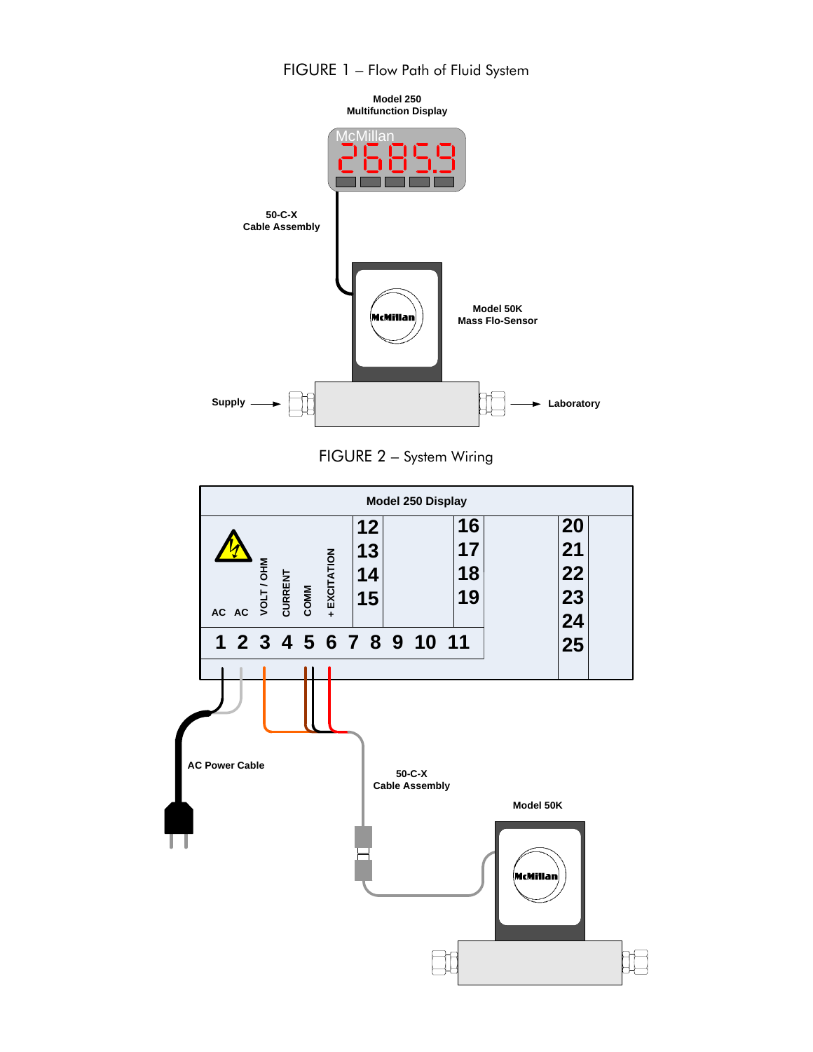FIGURE 1 – Flow Path of Fluid System

Model 250
Multifunction Display

McMillan
2685.9

50-C-X
Cable Assembly

Model 50K
Mass Flo-Sensor

McMillan

Supply

Laboratory

FIGURE 2 – System Wiring

Model 250 Display

AC AC VOLT / OHM CURRENT COMM + EXCITATION

1 2 3 4 5 6 7 8 9 10 11

12 13 14 15

16 17 18 19

20 21 22 23 24 25

AC Power Cable

50-C-X
Cable Assembly

Model 50K

McMillan